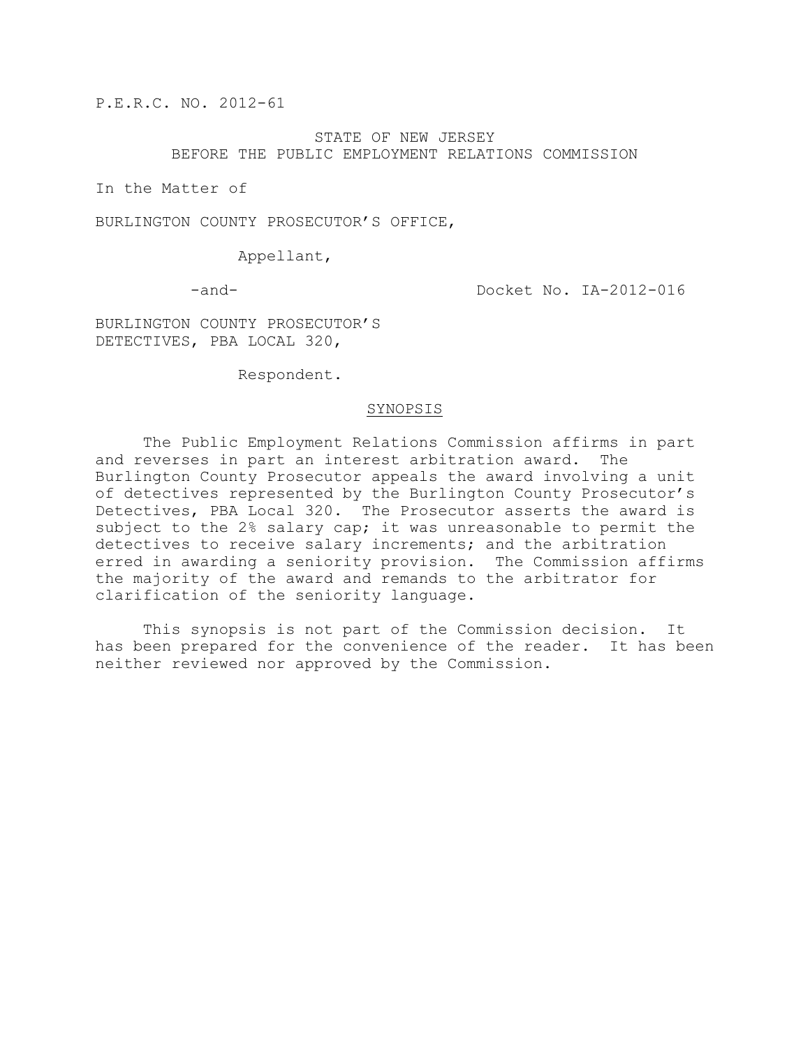P.E.R.C. NO. 2012-61

STATE OF NEW JERSEY
BEFORE THE PUBLIC EMPLOYMENT RELATIONS COMMISSION

In the Matter of

BURLINGTON COUNTY PROSECUTOR'S OFFICE,

Appellant,

-and- Docket No. IA-2012-016

BURLINGTON COUNTY PROSECUTOR'S DETECTIVES, PBA LOCAL 320,

Respondent.

## SYNOPSIS

The Public Employment Relations Commission affirms in part and reverses in part an interest arbitration award. The Burlington County Prosecutor appeals the award involving a unit of detectives represented by the Burlington County Prosecutor's Detectives, PBA Local 320. The Prosecutor asserts the award is subject to the 2% salary cap; it was unreasonable to permit the detectives to receive salary increments; and the arbitration erred in awarding a seniority provision. The Commission affirms the majority of the award and remands to the arbitrator for clarification of the seniority language.

This synopsis is not part of the Commission decision. It has been prepared for the convenience of the reader. It has been neither reviewed nor approved by the Commission.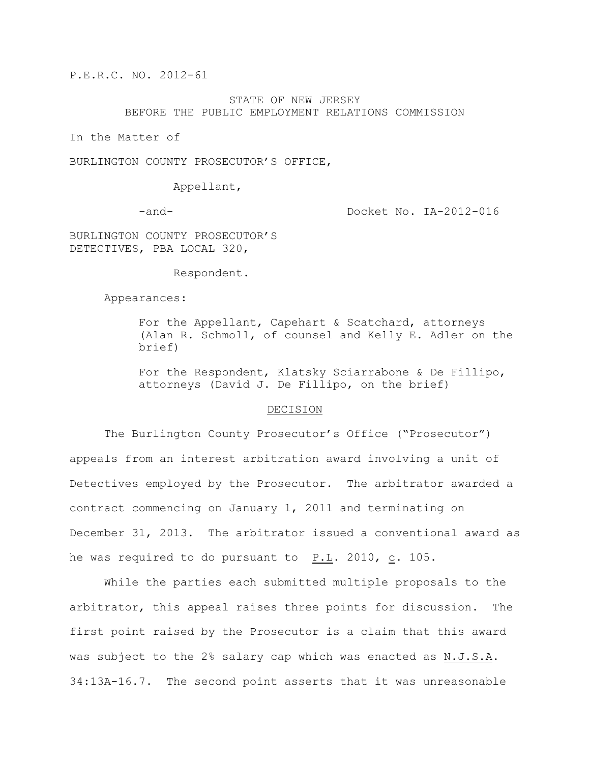P.E.R.C. NO. 2012-61

STATE OF NEW JERSEY
BEFORE THE PUBLIC EMPLOYMENT RELATIONS COMMISSION

In the Matter of

BURLINGTON COUNTY PROSECUTOR'S OFFICE,

Appellant,

-and-

Docket No. IA-2012-016

BURLINGTON COUNTY PROSECUTOR'S DETECTIVES, PBA LOCAL 320,

Respondent.

Appearances:

For the Appellant, Capehart & Scatchard, attorneys (Alan R. Schmoll, of counsel and Kelly E. Adler on the brief)

For the Respondent, Klatsky Sciarrabone & De Fillipo, attorneys (David J. De Fillipo, on the brief)

## DECISION

The Burlington County Prosecutor's Office ("Prosecutor") appeals from an interest arbitration award involving a unit of Detectives employed by the Prosecutor. The arbitrator awarded a contract commencing on January 1, 2011 and terminating on December 31, 2013. The arbitrator issued a conventional award as he was required to do pursuant to P.L. 2010, c. 105.

While the parties each submitted multiple proposals to the arbitrator, this appeal raises three points for discussion. The first point raised by the Prosecutor is a claim that this award was subject to the 2% salary cap which was enacted as N.J.S.A. 34:13A-16.7. The second point asserts that it was unreasonable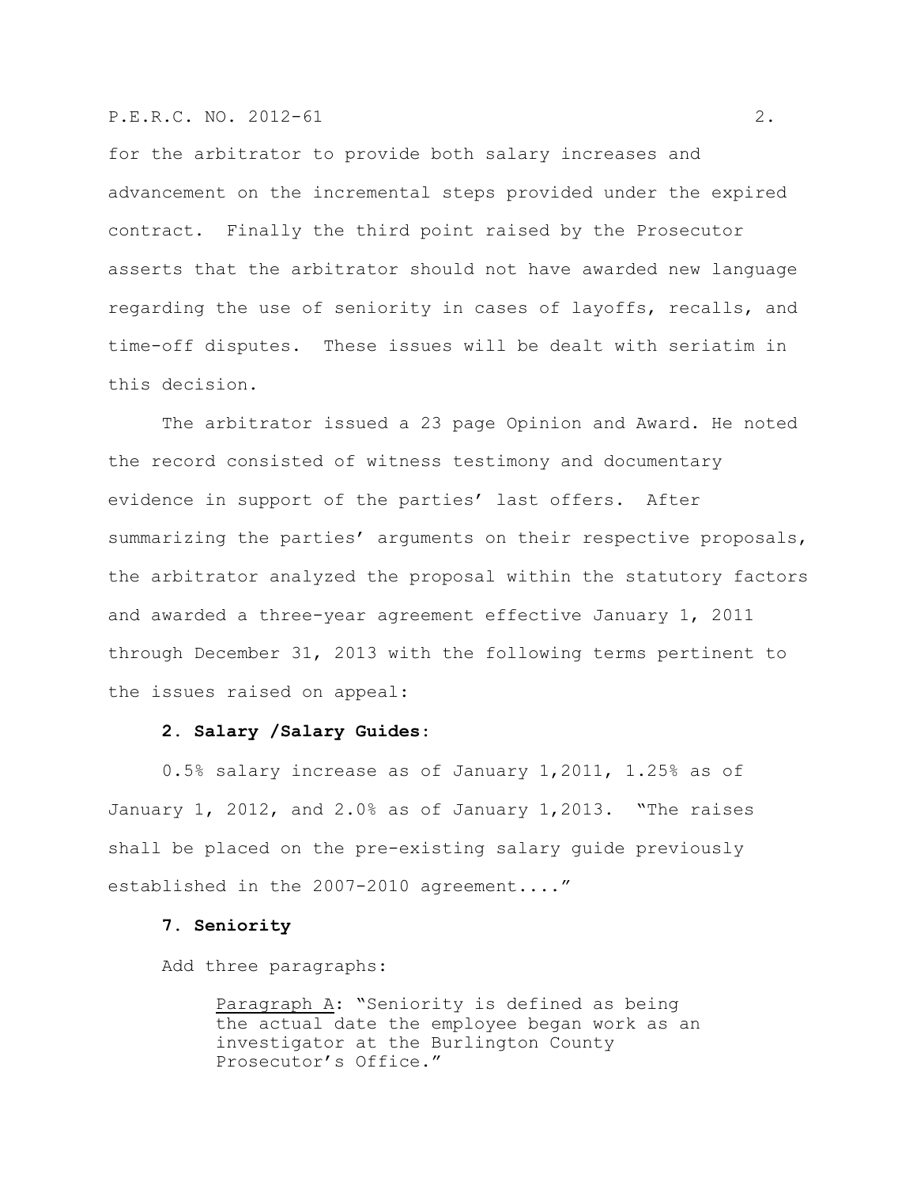for the arbitrator to provide both salary increases and advancement on the incremental steps provided under the expired contract. Finally the third point raised by the Prosecutor asserts that the arbitrator should not have awarded new language regarding the use of seniority in cases of layoffs, recalls, and time-off disputes. These issues will be dealt with seriatim in this decision.

The arbitrator issued a 23 page Opinion and Award. He noted the record consisted of witness testimony and documentary evidence in support of the parties' last offers. After summarizing the parties' arguments on their respective proposals, the arbitrator analyzed the proposal within the statutory factors and awarded a three-year agreement effective January 1, 2011 through December 31, 2013 with the following terms pertinent to the issues raised on appeal:

**2. Salary /Salary Guides:**

0.5% salary increase as of January 1,2011, 1.25% as of January 1, 2012, and 2.0% as of January 1,2013. "The raises shall be placed on the pre-existing salary guide previously established in the 2007-2010 agreement...."

**7. Seniority**

Add three paragraphs:

> Paragraph A: "Seniority is defined as being the actual date the employee began work as an investigator at the Burlington County Prosecutor's Office."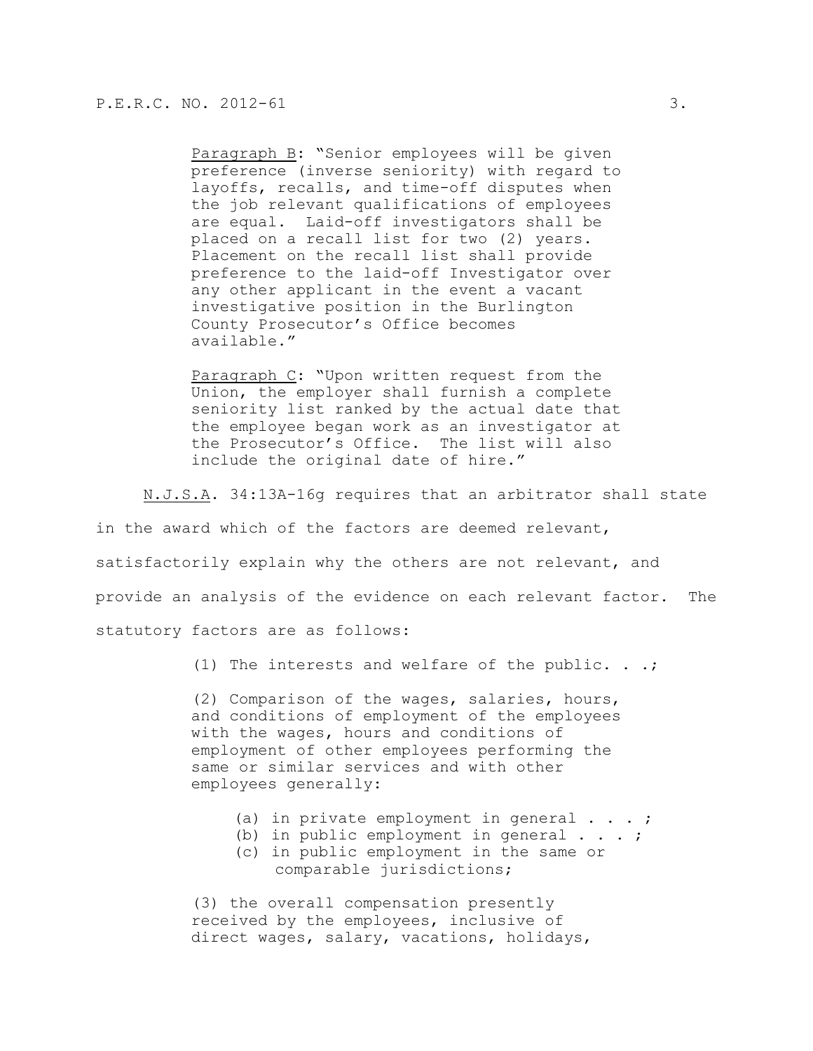<u>Paragraph B</u>: "Senior employees will be given preference (inverse seniority) with regard to layoffs, recalls, and time-off disputes when the job relevant qualifications of employees are equal. Laid-off investigators shall be placed on a recall list for two (2) years. Placement on the recall list shall provide preference to the laid-off Investigator over any other applicant in the event a vacant investigative position in the Burlington County Prosecutor's Office becomes available."

<u>Paragraph C</u>: "Upon written request from the Union, the employer shall furnish a complete seniority list ranked by the actual date that the employee began work as an investigator at the Prosecutor's Office. The list will also include the original date of hire."

<u>N.J.S.A</u>. 34:13A-16g requires that an arbitrator shall state in the award which of the factors are deemed relevant, satisfactorily explain why the others are not relevant, and provide an analysis of the evidence on each relevant factor. The statutory factors are as follows:

> (1) The interests and welfare of the public. . .;
>
> (2) Comparison of the wages, salaries, hours, and conditions of employment of the employees with the wages, hours and conditions of employment of other employees performing the same or similar services and with other employees generally:
>
> > (a) in private employment in general . . . ;
> > (b) in public employment in general . . . ;
> > (c) in public employment in the same or comparable jurisdictions;
>
> (3) the overall compensation presently received by the employees, inclusive of direct wages, salary, vacations, holidays,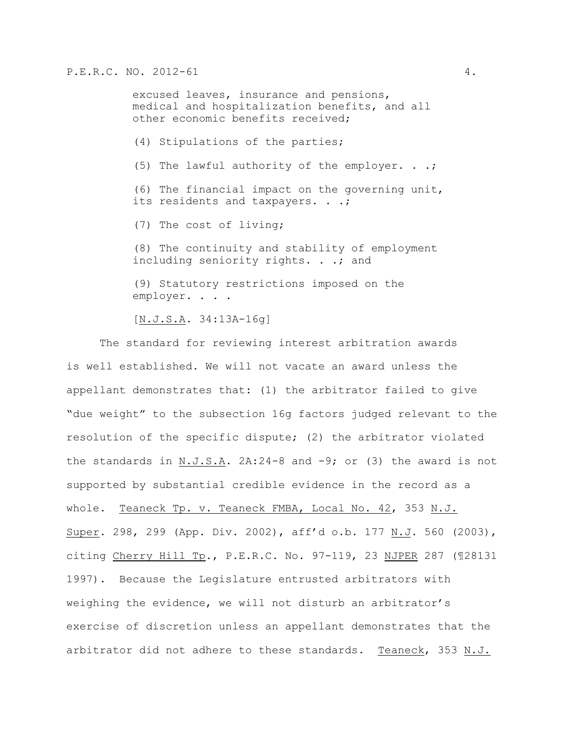> excused leaves, insurance and pensions, medical and hospitalization benefits, and all other economic benefits received;
>
> (4) Stipulations of the parties;
>
> (5) The lawful authority of the employer. . .;
>
> (6) The financial impact on the governing unit, its residents and taxpayers. . .;
>
> (7) The cost of living;
>
> (8) The continuity and stability of employment including seniority rights. . .; and
>
> (9) Statutory restrictions imposed on the employer. . . .
>
> [N.J.S.A. 34:13A-16g]

The standard for reviewing interest arbitration awards is well established. We will not vacate an award unless the appellant demonstrates that: (1) the arbitrator failed to give "due weight" to the subsection 16g factors judged relevant to the resolution of the specific dispute; (2) the arbitrator violated the standards in N.J.S.A. 2A:24-8 and -9; or (3) the award is not supported by substantial credible evidence in the record as a whole. Teaneck Tp. v. Teaneck FMBA, Local No. 42, 353 N.J. Super. 298, 299 (App. Div. 2002), aff'd o.b. 177 N.J. 560 (2003), citing Cherry Hill Tp., P.E.R.C. No. 97-119, 23 NJPER 287 (¶28131 1997). Because the Legislature entrusted arbitrators with weighing the evidence, we will not disturb an arbitrator's exercise of discretion unless an appellant demonstrates that the arbitrator did not adhere to these standards. Teaneck, 353 N.J.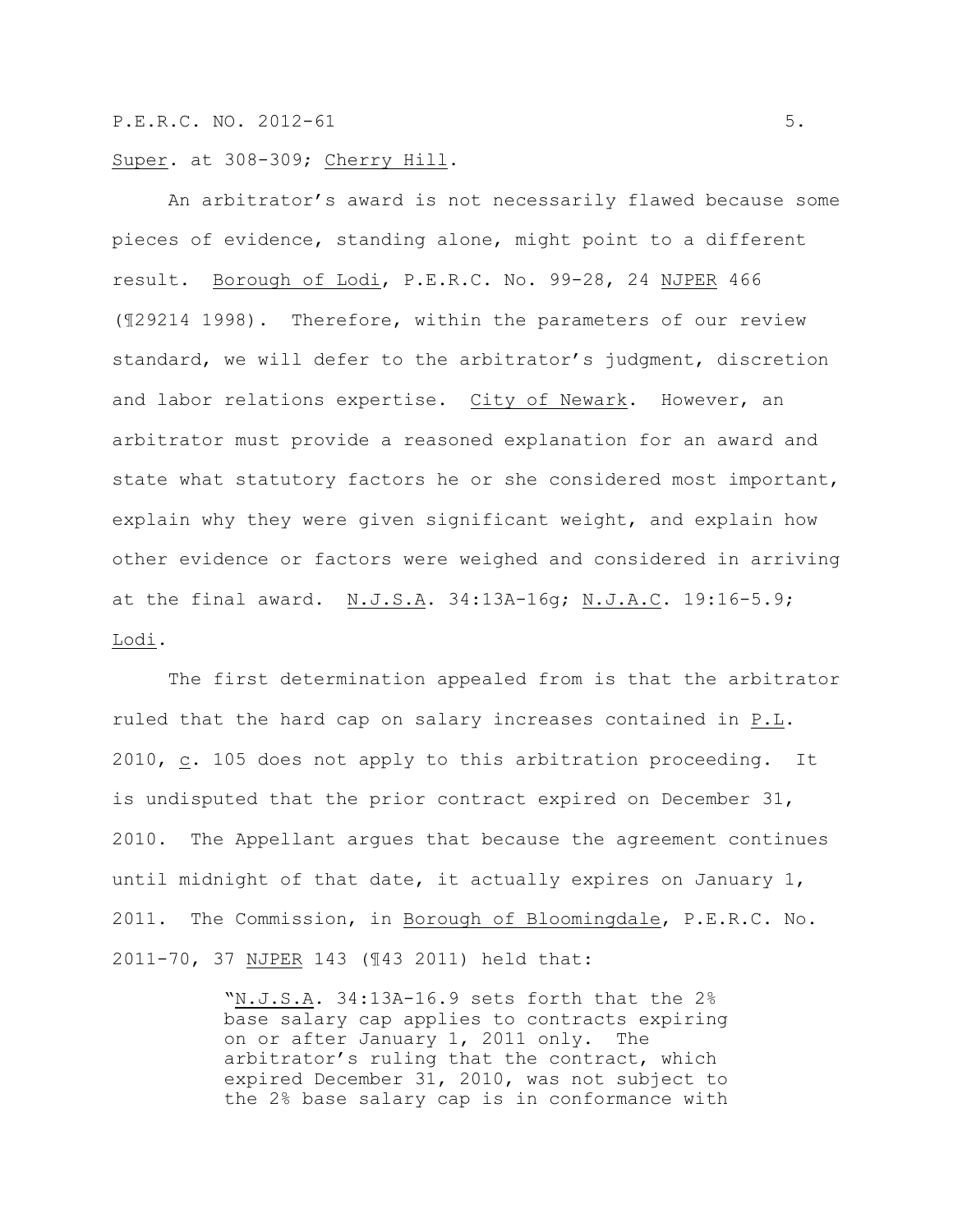Super. at 308-309; Cherry Hill.

An arbitrator's award is not necessarily flawed because some pieces of evidence, standing alone, might point to a different result. Borough of Lodi, P.E.R.C. No. 99-28, 24 NJPER 466 (¶29214 1998). Therefore, within the parameters of our review standard, we will defer to the arbitrator's judgment, discretion and labor relations expertise. City of Newark. However, an arbitrator must provide a reasoned explanation for an award and state what statutory factors he or she considered most important, explain why they were given significant weight, and explain how other evidence or factors were weighed and considered in arriving at the final award. N.J.S.A. 34:13A-16g; N.J.A.C. 19:16-5.9; Lodi.

The first determination appealed from is that the arbitrator ruled that the hard cap on salary increases contained in P.L. 2010, c. 105 does not apply to this arbitration proceeding. It is undisputed that the prior contract expired on December 31, 2010. The Appellant argues that because the agreement continues until midnight of that date, it actually expires on January 1, 2011. The Commission, in Borough of Bloomingdale, P.E.R.C. No. 2011-70, 37 NJPER 143 (¶43 2011) held that:

> "N.J.S.A. 34:13A-16.9 sets forth that the 2% base salary cap applies to contracts expiring on or after January 1, 2011 only. The arbitrator's ruling that the contract, which expired December 31, 2010, was not subject to the 2% base salary cap is in conformance with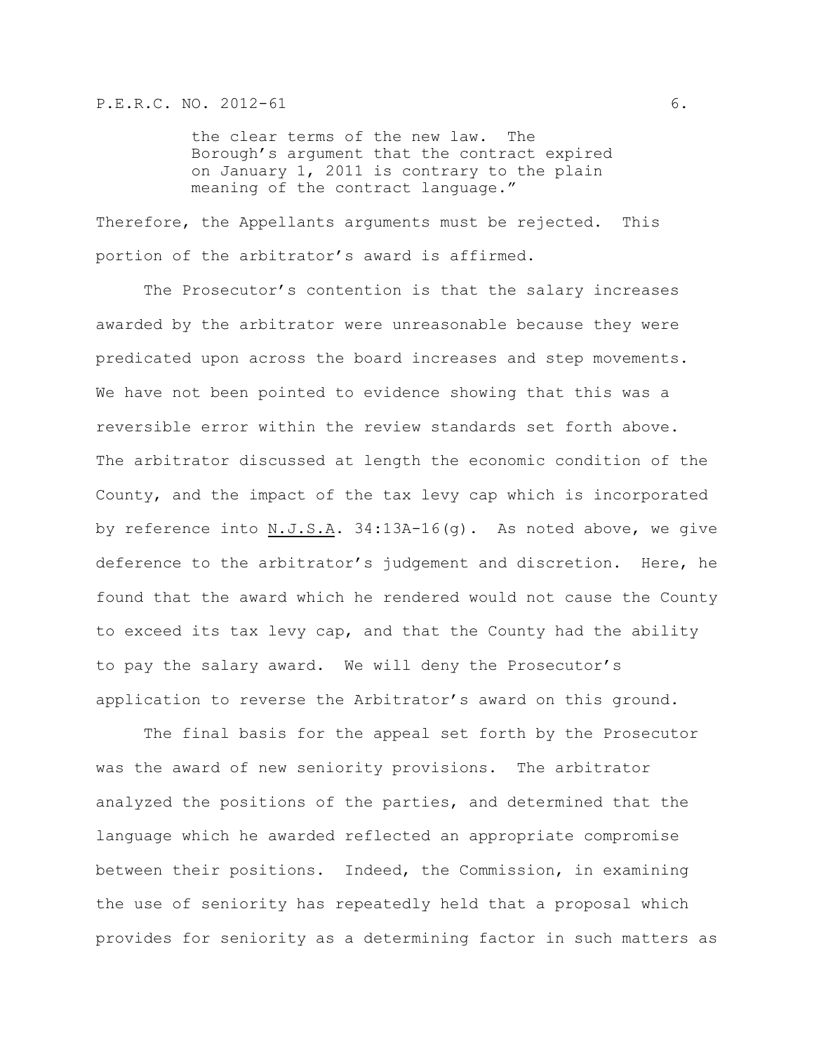> the clear terms of the new law. The Borough's argument that the contract expired on January 1, 2011 is contrary to the plain meaning of the contract language."

Therefore, the Appellants arguments must be rejected. This portion of the arbitrator's award is affirmed.

The Prosecutor's contention is that the salary increases awarded by the arbitrator were unreasonable because they were predicated upon across the board increases and step movements. We have not been pointed to evidence showing that this was a reversible error within the review standards set forth above. The arbitrator discussed at length the economic condition of the County, and the impact of the tax levy cap which is incorporated by reference into N.J.S.A. 34:13A-16(g). As noted above, we give deference to the arbitrator's judgement and discretion. Here, he found that the award which he rendered would not cause the County to exceed its tax levy cap, and that the County had the ability to pay the salary award. We will deny the Prosecutor's application to reverse the Arbitrator's award on this ground.

The final basis for the appeal set forth by the Prosecutor was the award of new seniority provisions. The arbitrator analyzed the positions of the parties, and determined that the language which he awarded reflected an appropriate compromise between their positions. Indeed, the Commission, in examining the use of seniority has repeatedly held that a proposal which provides for seniority as a determining factor in such matters as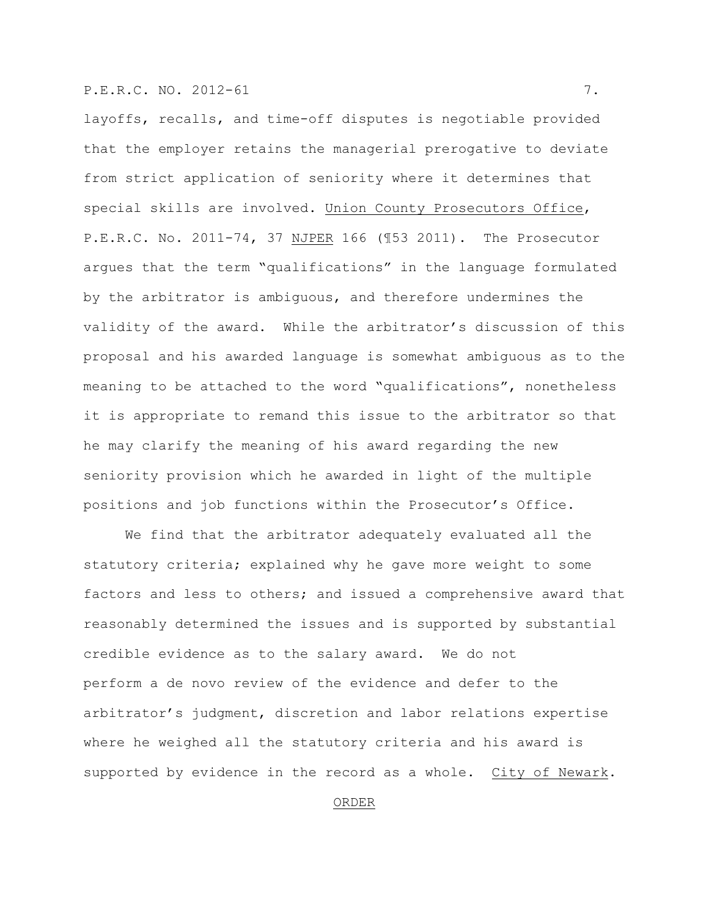layoffs, recalls, and time-off disputes is negotiable provided that the employer retains the managerial prerogative to deviate from strict application of seniority where it determines that special skills are involved. Union County Prosecutors Office, P.E.R.C. No. 2011-74, 37 NJPER 166 (¶53 2011). The Prosecutor argues that the term "qualifications" in the language formulated by the arbitrator is ambiguous, and therefore undermines the validity of the award. While the arbitrator's discussion of this proposal and his awarded language is somewhat ambiguous as to the meaning to be attached to the word "qualifications", nonetheless it is appropriate to remand this issue to the arbitrator so that he may clarify the meaning of his award regarding the new seniority provision which he awarded in light of the multiple positions and job functions within the Prosecutor's Office.

We find that the arbitrator adequately evaluated all the statutory criteria; explained why he gave more weight to some factors and less to others; and issued a comprehensive award that reasonably determined the issues and is supported by substantial credible evidence as to the salary award. We do not perform a de novo review of the evidence and defer to the arbitrator's judgment, discretion and labor relations expertise where he weighed all the statutory criteria and his award is supported by evidence in the record as a whole. City of Newark.

## ORDER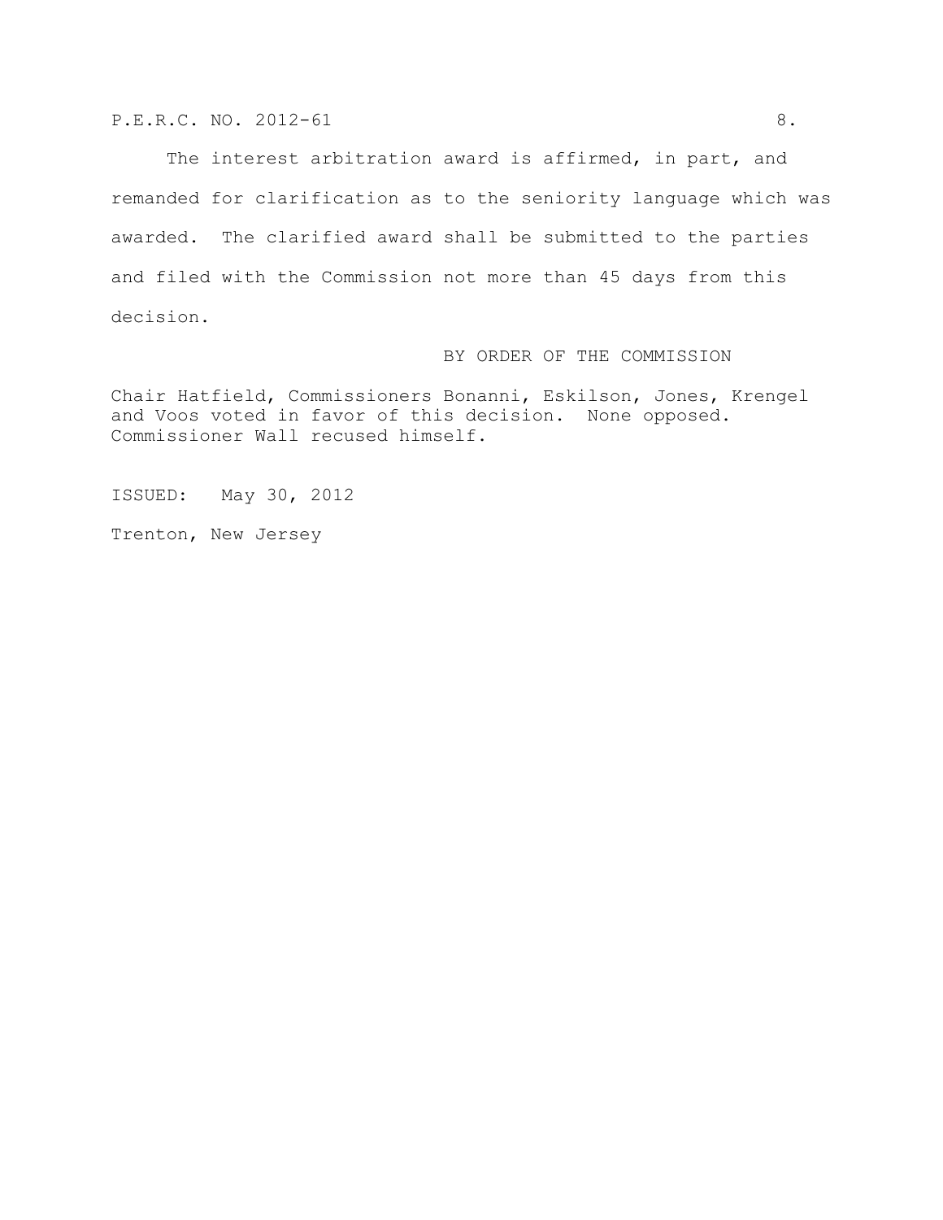The interest arbitration award is affirmed, in part, and remanded for clarification as to the seniority language which was awarded. The clarified award shall be submitted to the parties and filed with the Commission not more than 45 days from this decision.

BY ORDER OF THE COMMISSION

Chair Hatfield, Commissioners Bonanni, Eskilson, Jones, Krengel and Voos voted in favor of this decision. None opposed. Commissioner Wall recused himself.

ISSUED: May 30, 2012

Trenton, New Jersey